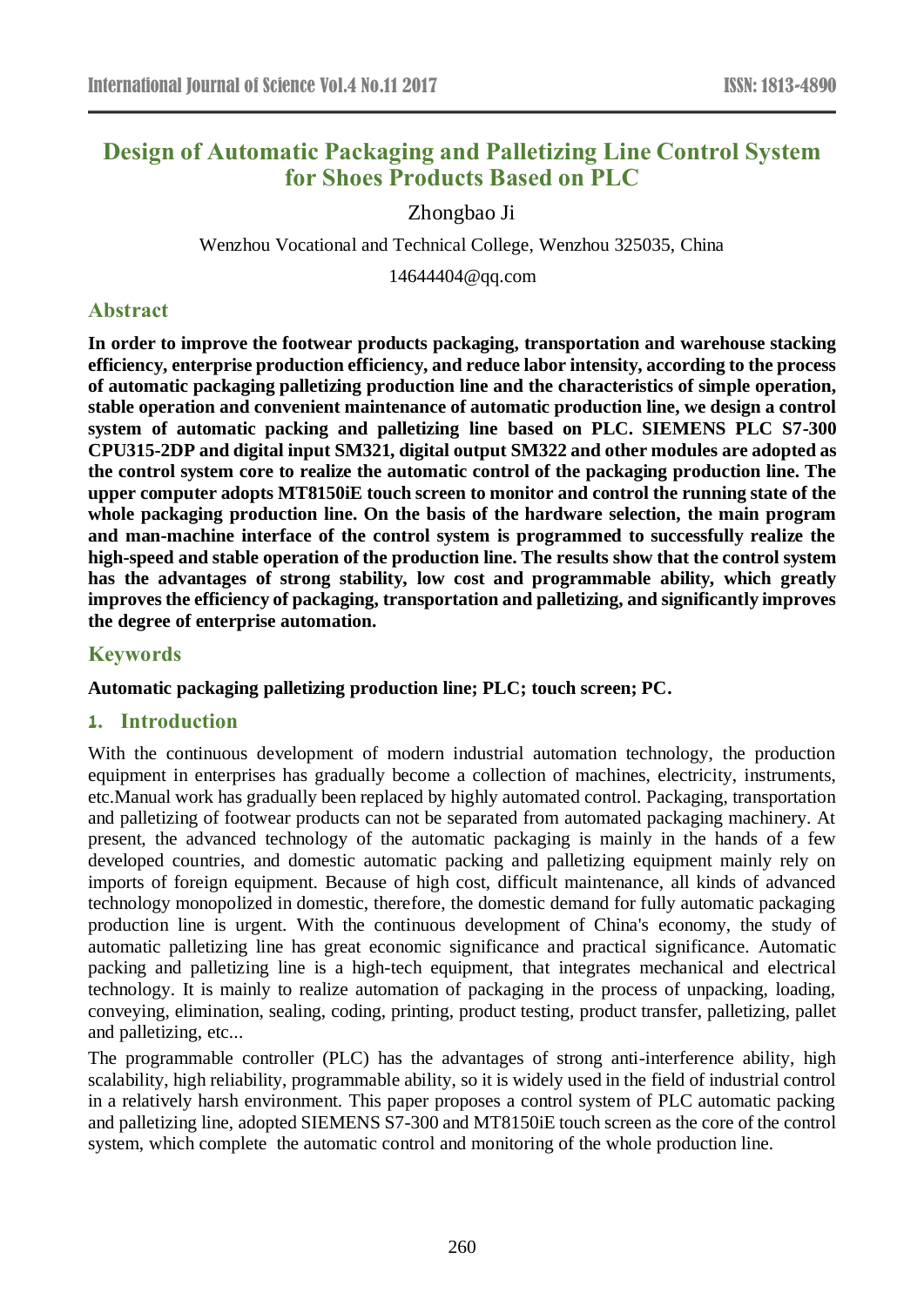# Design of Automatic Packaging and Palletizing Line Control System for Shoes Products Based on PLC

Zhongbao Ji

Wenzhou Vocational and Technical College, Wenzhou 325035, China

14644404@qq.com

## Abstract

**In order to improve the footwear products packaging, transportation and warehouse stacking efficiency, enterprise production efficiency, and reduce labor intensity, according to the process of automatic packaging palletizing production line and the characteristics of simple operation, stable operation and convenient maintenance of automatic production line, we design a control system of automatic packing and palletizing line based on PLC. SIEMENS PLC S7-300 CPU315-2DP and digital input SM321, digital output SM322 and other modules are adopted as the control system core to realize the automatic control of the packaging production line. The upper computer adopts MT8150iE touch screen to monitor and control the running state of the whole packaging production line. On the basis of the hardware selection, the main program and man-machine interface of the control system is programmed to successfully realize the high-speed and stable operation of the production line. The results show that the control system has the advantages of strong stability, low cost and programmable ability, which greatly improves the efficiency of packaging, transportation and palletizing, and significantly improves the degree of enterprise automation.**

## Keywords

**Automatic packaging palletizing production line; PLC; touch screen; PC.**

## 1. Introduction

With the continuous development of modern industrial automation technology, the production equipment in enterprises has gradually become a collection of machines, electricity, instruments, etc.Manual work has gradually been replaced by highly automated control. Packaging, transportation and palletizing of footwear products can not be separated from automated packaging machinery. At present, the advanced technology of the automatic packaging is mainly in the hands of a few developed countries, and domestic automatic packing and palletizing equipment mainly rely on imports of foreign equipment. Because of high cost, difficult maintenance, all kinds of advanced technology monopolized in domestic, therefore, the domestic demand for fully automatic packaging production line is urgent. With the continuous development of China's economy, the study of automatic palletizing line has great economic significance and practical significance. Automatic packing and palletizing line is a high-tech equipment, that integrates mechanical and electrical technology. It is mainly to realize automation of packaging in the process of unpacking, loading, conveying, elimination, sealing, coding, printing, product testing, product transfer, palletizing, pallet and palletizing, etc...

The programmable controller (PLC) has the advantages of strong anti-interference ability, high scalability, high reliability, programmable ability, so it is widely used in the field of industrial control in a relatively harsh environment. This paper proposes a control system of PLC automatic packing and palletizing line, adopted SIEMENS S7-300 and MT8150iE touch screen as the core of the control system, which complete the automatic control and monitoring of the whole production line.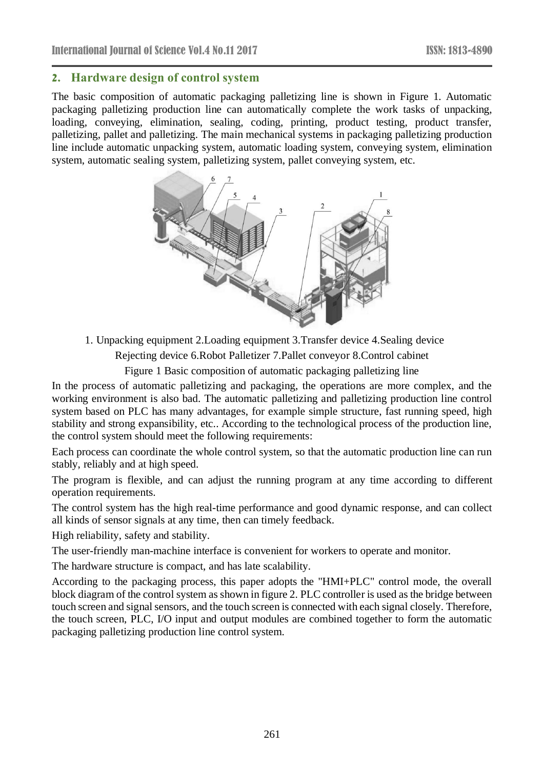## 2. Hardware design of control system

The basic composition of automatic packaging palletizing line is shown in Figure 1. Automatic packaging palletizing production line can automatically complete the work tasks of unpacking, loading, conveying, elimination, sealing, coding, printing, product testing, product transfer, palletizing, pallet and palletizing. The main mechanical systems in packaging palletizing production line include automatic unpacking system, automatic loading system, conveying system, elimination system, automatic sealing system, palletizing system, pallet conveying system, etc.

1. Unpacking equipment 2.Loading equipment 3.Transfer device 4.Sealing device Rejecting device 6.Robot Palletizer 7.Pallet conveyor 8.Control cabinet

Figure 1 Basic composition of automatic packaging palletizing line

In the process of automatic palletizing and packaging, the operations are more complex, and the working environment is also bad. The automatic palletizing and palletizing production line control system based on PLC has many advantages, for example simple structure, fast running speed, high stability and strong expansibility, etc.. According to the technological process of the production line, the control system should meet the following requirements:

Each process can coordinate the whole control system, so that the automatic production line can run stably, reliably and at high speed.

The program is flexible, and can adjust the running program at any time according to different operation requirements.

The control system has the high real-time performance and good dynamic response, and can collect all kinds of sensor signals at any time, then can timely feedback.

High reliability, safety and stability.

The user-friendly man-machine interface is convenient for workers to operate and monitor.

The hardware structure is compact, and has late scalability.

According to the packaging process, this paper adopts the "HMI+PLC" control mode, the overall block diagram of the control system as shown in figure 2. PLC controller is used as the bridge between touch screen and signal sensors, and the touch screen is connected with each signal closely. Therefore, the touch screen, PLC, I/O input and output modules are combined together to form the automatic packaging palletizing production line control system.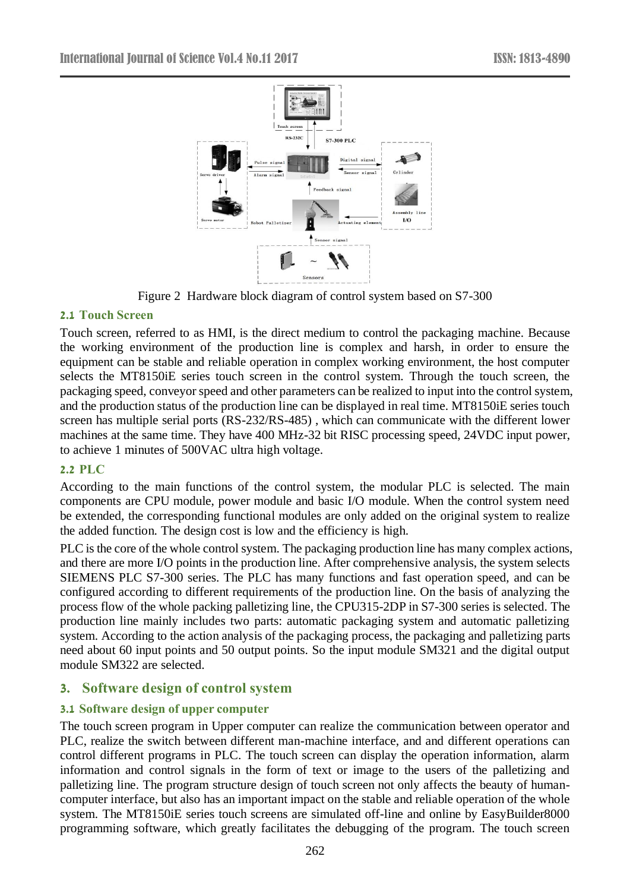Figure 2 Hardware block diagram of control system based on S7-300

### 2.1 Touch Screen

Touch screen, referred to as HMI, is the direct medium to control the packaging machine. Because the working environment of the production line is complex and harsh, in order to ensure the equipment can be stable and reliable operation in complex working environment, the host computer selects the MT8150iE series touch screen in the control system. Through the touch screen, the packaging speed, conveyor speed and other parameters can be realized to input into the control system, and the production status of the production line can be displayed in real time. MT8150iE series touch screen has multiple serial ports (RS-232/RS-485) , which can communicate with the different lower machines at the same time. They have 400 MHz-32 bit RISC processing speed, 24VDC input power, to achieve 1 minutes of 500VAC ultra high voltage.

### 2.2 PLC

According to the main functions of the control system, the modular PLC is selected. The main components are CPU module, power module and basic I/O module. When the control system need be extended, the corresponding functional modules are only added on the original system to realize the added function. The design cost is low and the efficiency is high.

PLC is the core of the whole control system. The packaging production line has many complex actions, and there are more I/O points in the production line. After comprehensive analysis, the system selects SIEMENS PLC S7-300 series. The PLC has many functions and fast operation speed, and can be configured according to different requirements of the production line. On the basis of analyzing the process flow of the whole packing palletizing line, the CPU315-2DP in S7-300 series is selected. The production line mainly includes two parts: automatic packaging system and automatic palletizing system. According to the action analysis of the packaging process, the packaging and palletizing parts need about 60 input points and 50 output points. So the input module SM321 and the digital output module SM322 are selected.

## 3. Software design of control system

### 3.1 Software design of upper computer

The touch screen program in Upper computer can realize the communication between operator and PLC, realize the switch between different man-machine interface, and and different operations can control different programs in PLC. The touch screen can display the operation information, alarm information and control signals in the form of text or image to the users of the palletizing and palletizing line. The program structure design of touch screen not only affects the beauty of human-computer interface, but also has an important impact on the stable and reliable operation of the whole system. The MT8150iE series touch screens are simulated off-line and online by EasyBuilder8000 programming software, which greatly facilitates the debugging of the program. The touch screen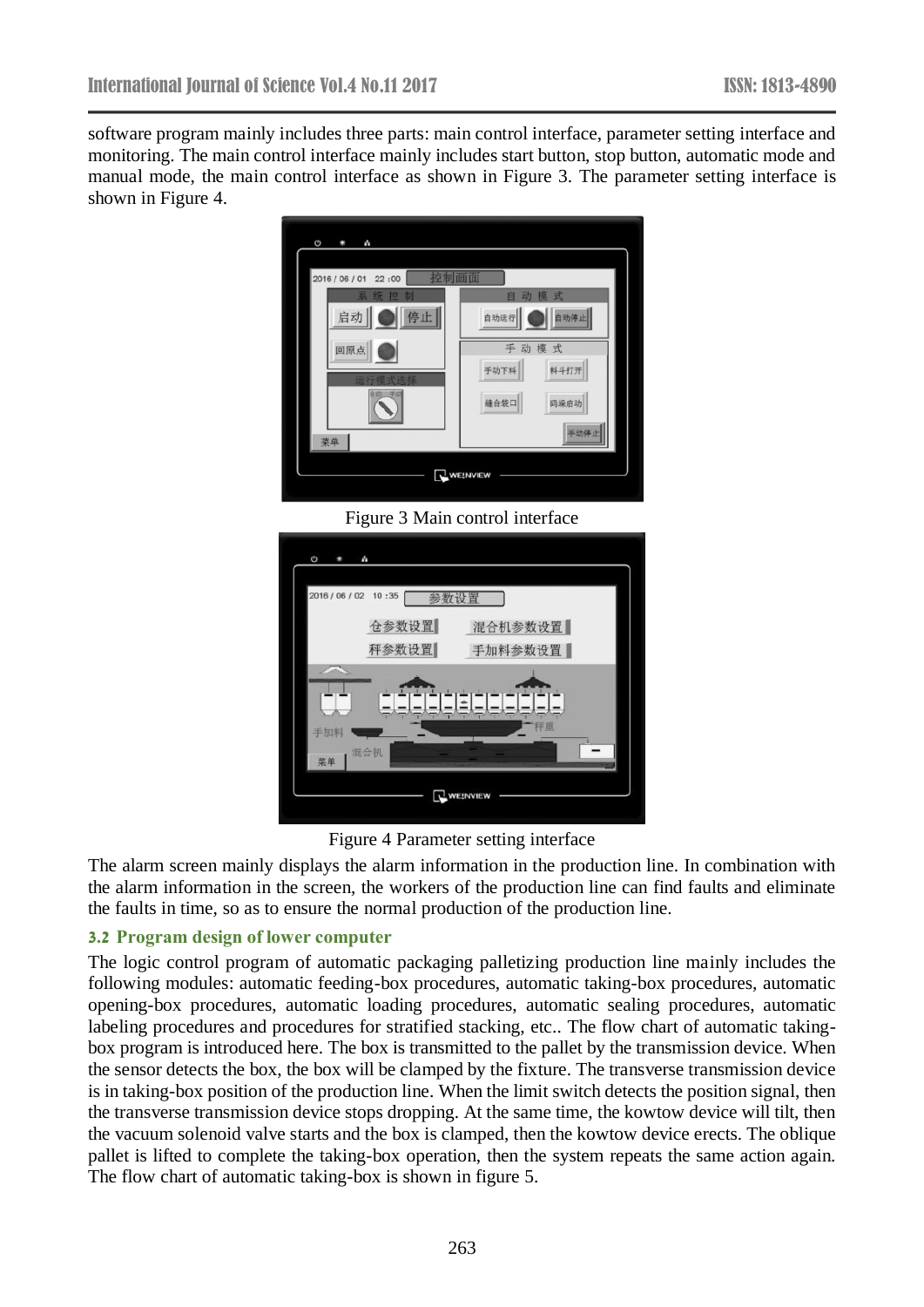software program mainly includes three parts: main control interface, parameter setting interface and monitoring. The main control interface mainly includes start button, stop button, automatic mode and manual mode, the main control interface as shown in Figure 3. The parameter setting interface is shown in Figure 4.

Figure 3 Main control interface

Figure 4 Parameter setting interface

The alarm screen mainly displays the alarm information in the production line. In combination with the alarm information in the screen, the workers of the production line can find faults and eliminate the faults in time, so as to ensure the normal production of the production line.

### 3.2 Program design of lower computer

The logic control program of automatic packaging palletizing production line mainly includes the following modules: automatic feeding-box procedures, automatic taking-box procedures, automatic opening-box procedures, automatic loading procedures, automatic sealing procedures, automatic labeling procedures and procedures for stratified stacking, etc.. The flow chart of automatic taking-box program is introduced here. The box is transmitted to the pallet by the transmission device. When the sensor detects the box, the box will be clamped by the fixture. The transverse transmission device is in taking-box position of the production line. When the limit switch detects the position signal, then the transverse transmission device stops dropping. At the same time, the kowtow device will tilt, then the vacuum solenoid valve starts and the box is clamped, then the kowtow device erects. The oblique pallet is lifted to complete the taking-box operation, then the system repeats the same action again. The flow chart of automatic taking-box is shown in figure 5.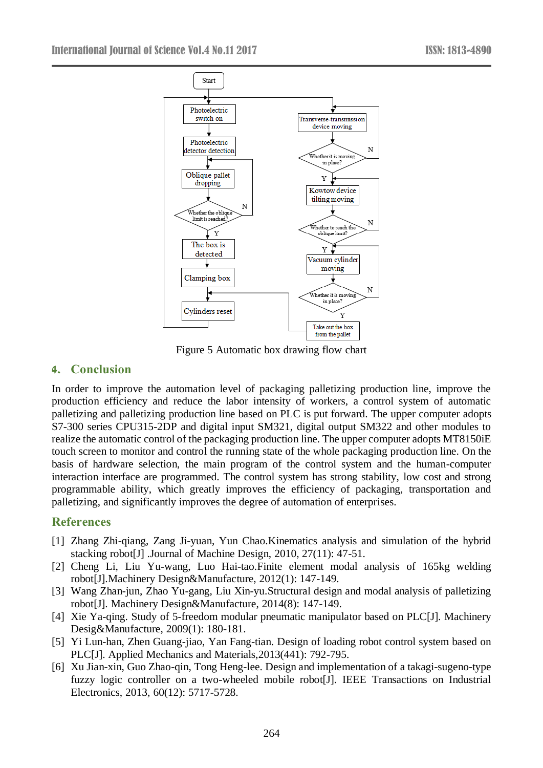Start

Photoelectric switch on

Photoelectric detector detection

Oblique pallet dropping

Whether the oblique limit is reached?

N

Y

The box is detected

Clamping box

Cylinders reset

Transverse-transmission device moving

Whether it is moving in place?

N

Y

Kowtow device tilting moving

Whether to reach the oblique limit?

N

Y

Vacuum cylinder moving

Whether it is moving in place?

N

Y

Take out the box from the pallet

Figure 5 Automatic box drawing flow chart

## 4. Conclusion

In order to improve the automation level of packaging palletizing production line, improve the production efficiency and reduce the labor intensity of workers, a control system of automatic palletizing and palletizing production line based on PLC is put forward. The upper computer adopts S7-300 series CPU315-2DP and digital input SM321, digital output SM322 and other modules to realize the automatic control of the packaging production line. The upper computer adopts MT8150iE touch screen to monitor and control the running state of the whole packaging production line. On the basis of hardware selection, the main program of the control system and the human-computer interaction interface are programmed. The control system has strong stability, low cost and strong programmable ability, which greatly improves the efficiency of packaging, transportation and palletizing, and significantly improves the degree of automation of enterprises.

## References

[1] Zhang Zhi-qiang, Zang Ji-yuan, Yun Chao.Kinematics analysis and simulation of the hybrid stacking robot[J] .Journal of Machine Design, 2010, 27(11): 47-51.

[2] Cheng Li, Liu Yu-wang, Luo Hai-tao.Finite element modal analysis of 165kg welding robot[J].Machinery Design&Manufacture, 2012(1): 147-149.

[3] Wang Zhan-jun, Zhao Yu-gang, Liu Xin-yu.Structural design and modal analysis of palletizing robot[J]. Machinery Design&Manufacture, 2014(8): 147-149.

[4] Xie Ya-qing. Study of 5-freedom modular pneumatic manipulator based on PLC[J]. Machinery Desig&Manufacture, 2009(1): 180-181.

[5] Yi Lun-han, Zhen Guang-jiao, Yan Fang-tian. Design of loading robot control system based on PLC[J]. Applied Mechanics and Materials,2013(441): 792-795.

[6] Xu Jian-xin, Guo Zhao-qin, Tong Heng-lee. Design and implementation of a takagi-sugeno-type fuzzy logic controller on a two-wheeled mobile robot[J]. IEEE Transactions on Industrial Electronics, 2013, 60(12): 5717-5728.